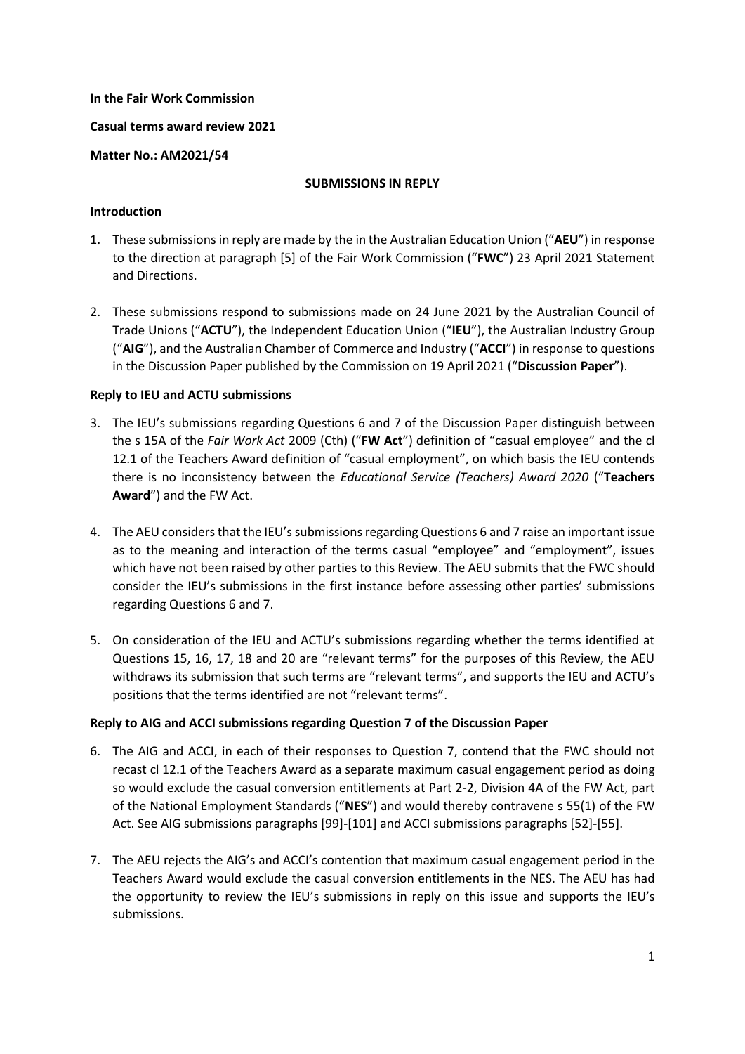**In the Fair Work Commission**

**Casual terms award review 2021**

**Matter No.: AM2021/54**

**SUBMISSIONS IN REPLY**

**Introduction**

1. These submissions in reply are made by the in the Australian Education Union ("**AEU**") in response to the direction at paragraph [5] of the Fair Work Commission ("**FWC**") 23 April 2021 Statement and Directions.

2. These submissions respond to submissions made on 24 June 2021 by the Australian Council of Trade Unions ("**ACTU**"), the Independent Education Union ("**IEU**"), the Australian Industry Group ("**AIG**"), and the Australian Chamber of Commerce and Industry ("**ACCI**") in response to questions in the Discussion Paper published by the Commission on 19 April 2021 ("**Discussion Paper**").

**Reply to IEU and ACTU submissions**

3. The IEU's submissions regarding Questions 6 and 7 of the Discussion Paper distinguish between the s 15A of the *Fair Work Act* 2009 (Cth) ("**FW Act**") definition of "casual employee" and the cl 12.1 of the Teachers Award definition of "casual employment", on which basis the IEU contends there is no inconsistency between the *Educational Service (Teachers) Award 2020* ("**Teachers Award**") and the FW Act.

4. The AEU considers that the IEU's submissions regarding Questions 6 and 7 raise an important issue as to the meaning and interaction of the terms casual "employee" and "employment", issues which have not been raised by other parties to this Review. The AEU submits that the FWC should consider the IEU's submissions in the first instance before assessing other parties' submissions regarding Questions 6 and 7.

5. On consideration of the IEU and ACTU's submissions regarding whether the terms identified at Questions 15, 16, 17, 18 and 20 are "relevant terms" for the purposes of this Review, the AEU withdraws its submission that such terms are "relevant terms", and supports the IEU and ACTU's positions that the terms identified are not "relevant terms".

**Reply to AIG and ACCI submissions regarding Question 7 of the Discussion Paper**

6. The AIG and ACCI, in each of their responses to Question 7, contend that the FWC should not recast cl 12.1 of the Teachers Award as a separate maximum casual engagement period as doing so would exclude the casual conversion entitlements at Part 2-2, Division 4A of the FW Act, part of the National Employment Standards ("**NES**") and would thereby contravene s 55(1) of the FW Act. See AIG submissions paragraphs [99]-[101] and ACCI submissions paragraphs [52]-[55].

7. The AEU rejects the AIG's and ACCI's contention that maximum casual engagement period in the Teachers Award would exclude the casual conversion entitlements in the NES. The AEU has had the opportunity to review the IEU's submissions in reply on this issue and supports the IEU's submissions.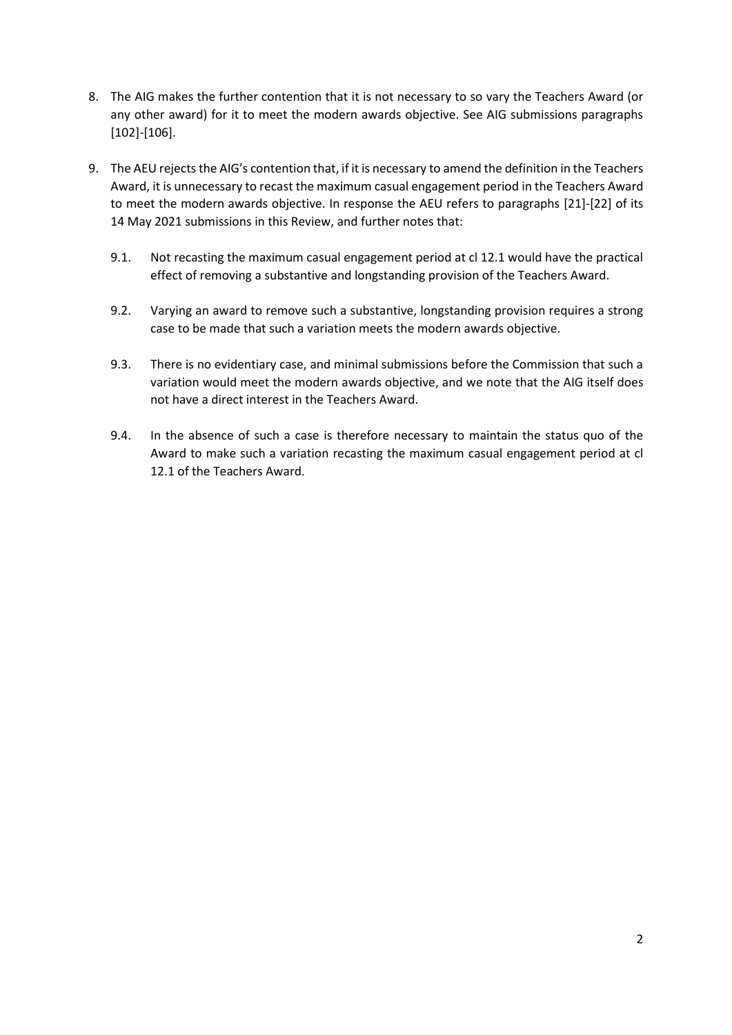8. The AIG makes the further contention that it is not necessary to so vary the Teachers Award (or any other award) for it to meet the modern awards objective. See AIG submissions paragraphs [102]-[106].

9. The AEU rejects the AIG's contention that, if it is necessary to amend the definition in the Teachers Award, it is unnecessary to recast the maximum casual engagement period in the Teachers Award to meet the modern awards objective. In response the AEU refers to paragraphs [21]-[22] of its 14 May 2021 submissions in this Review, and further notes that:

   9.1. Not recasting the maximum casual engagement period at cl 12.1 would have the practical effect of removing a substantive and longstanding provision of the Teachers Award.

   9.2. Varying an award to remove such a substantive, longstanding provision requires a strong case to be made that such a variation meets the modern awards objective.

   9.3. There is no evidentiary case, and minimal submissions before the Commission that such a variation would meet the modern awards objective, and we note that the AIG itself does not have a direct interest in the Teachers Award.

   9.4. In the absence of such a case is therefore necessary to maintain the status quo of the Award to make such a variation recasting the maximum casual engagement period at cl 12.1 of the Teachers Award.